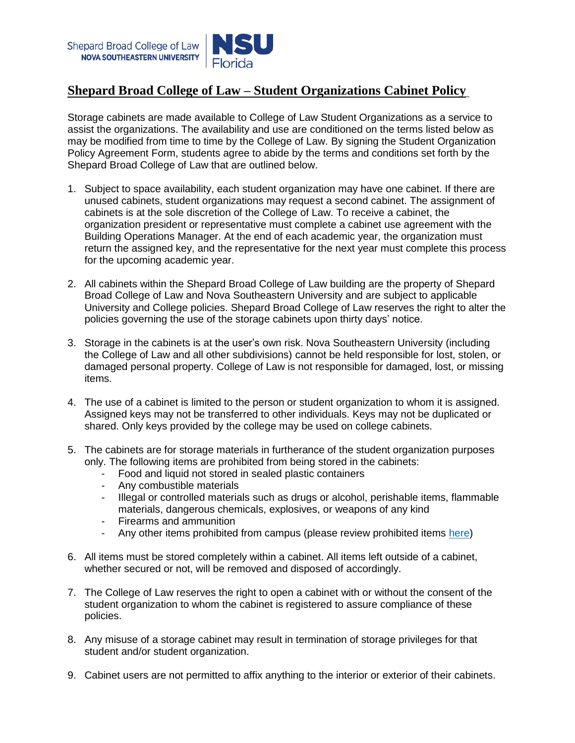Shepard Broad College of Law
NOVA SOUTHEASTERN UNIVERSITY
NSU Florida

# Shepard Broad College of Law – Student Organizations Cabinet Policy

Storage cabinets are made available to College of Law Student Organizations as a service to assist the organizations. The availability and use are conditioned on the terms listed below as may be modified from time to time by the College of Law. By signing the Student Organization Policy Agreement Form, students agree to abide by the terms and conditions set forth by the Shepard Broad College of Law that are outlined below.

1. Subject to space availability, each student organization may have one cabinet. If there are unused cabinets, student organizations may request a second cabinet. The assignment of cabinets is at the sole discretion of the College of Law. To receive a cabinet, the organization president or representative must complete a cabinet use agreement with the Building Operations Manager. At the end of each academic year, the organization must return the assigned key, and the representative for the next year must complete this process for the upcoming academic year.

2. All cabinets within the Shepard Broad College of Law building are the property of Shepard Broad College of Law and Nova Southeastern University and are subject to applicable University and College policies. Shepard Broad College of Law reserves the right to alter the policies governing the use of the storage cabinets upon thirty days' notice.

3. Storage in the cabinets is at the user's own risk. Nova Southeastern University (including the College of Law and all other subdivisions) cannot be held responsible for lost, stolen, or damaged personal property. College of Law is not responsible for damaged, lost, or missing items.

4. The use of a cabinet is limited to the person or student organization to whom it is assigned. Assigned keys may not be transferred to other individuals. Keys may not be duplicated or shared. Only keys provided by the college may be used on college cabinets.

5. The cabinets are for storage materials in furtherance of the student organization purposes only. The following items are prohibited from being stored in the cabinets:
   - Food and liquid not stored in sealed plastic containers
   - Any combustible materials
   - Illegal or controlled materials such as drugs or alcohol, perishable items, flammable materials, dangerous chemicals, explosives, or weapons of any kind
   - Firearms and ammunition
   - Any other items prohibited from campus (please review prohibited items here)

6. All items must be stored completely within a cabinet. All items left outside of a cabinet, whether secured or not, will be removed and disposed of accordingly.

7. The College of Law reserves the right to open a cabinet with or without the consent of the student organization to whom the cabinet is registered to assure compliance of these policies.

8. Any misuse of a storage cabinet may result in termination of storage privileges for that student and/or student organization.

9. Cabinet users are not permitted to affix anything to the interior or exterior of their cabinets.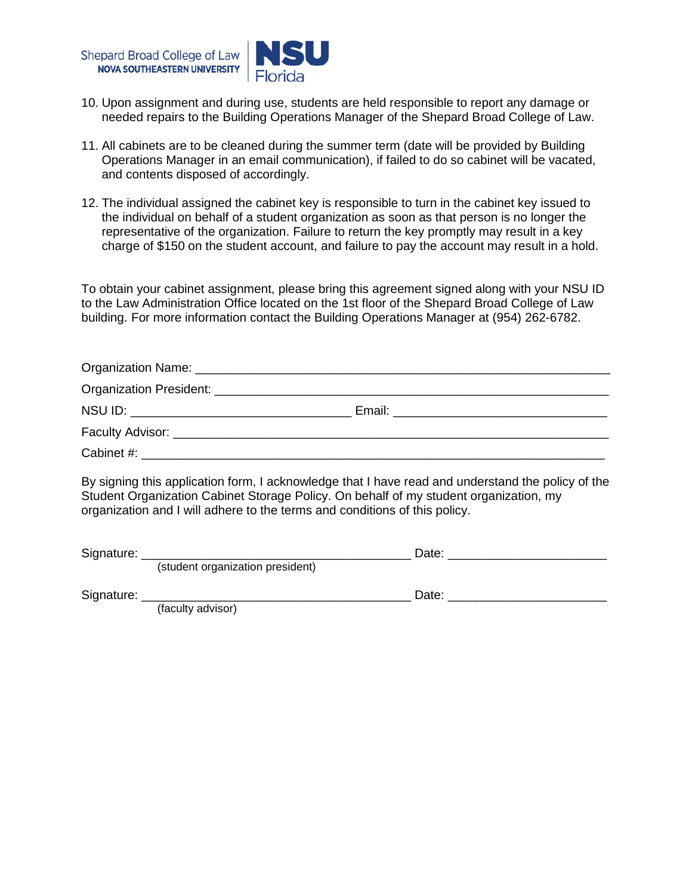10. Upon assignment and during use, students are held responsible to report any damage or needed repairs to the Building Operations Manager of the Shepard Broad College of Law.

11. All cabinets are to be cleaned during the summer term (date will be provided by Building Operations Manager in an email communication), if failed to do so cabinet will be vacated, and contents disposed of accordingly.

12. The individual assigned the cabinet key is responsible to turn in the cabinet key issued to the individual on behalf of a student organization as soon as that person is no longer the representative of the organization. Failure to return the key promptly may result in a key charge of $150 on the student account, and failure to pay the account may result in a hold.

To obtain your cabinet assignment, please bring this agreement signed along with your NSU ID to the Law Administration Office located on the 1st floor of the Shepard Broad College of Law building. For more information contact the Building Operations Manager at (954) 262-6782.

Organization Name: ____________________________________________

Organization President: ____________________________________________

NSU ID: ______________________ Email: ______________________

Faculty Advisor: ____________________________________________

Cabinet #: ____________________________________________

By signing this application form, I acknowledge that I have read and understand the policy of the Student Organization Cabinet Storage Policy. On behalf of my student organization, my organization and I will adhere to the terms and conditions of this policy.

Signature: ______________________________ Date: ________________
(student organization president)

Signature: ______________________________ Date: ________________
(faculty advisor)